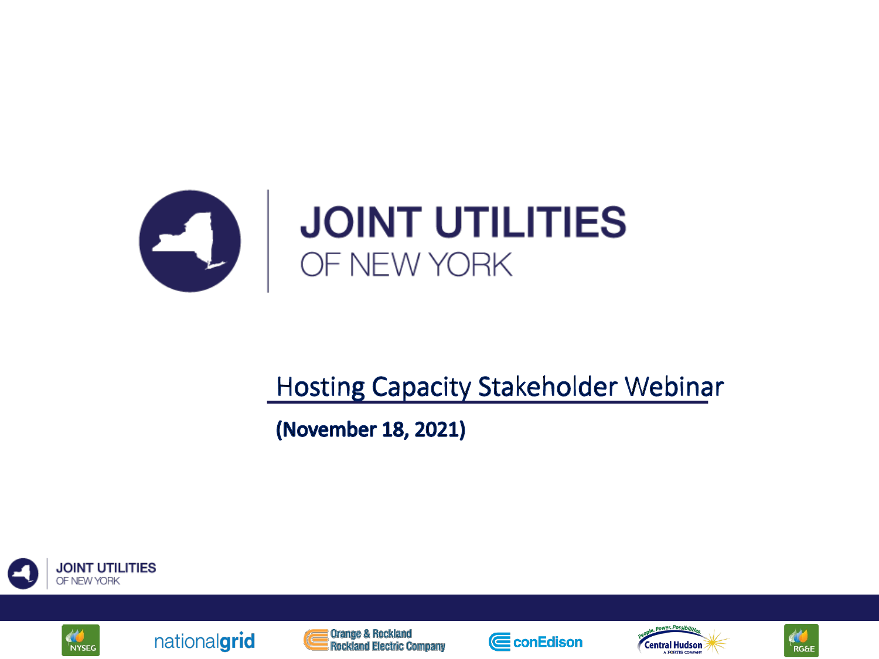# JOINT UTILITIES OF NEW YORK

## Hosting Capacity Stakeholder Webinar

**(November 18, 2021)**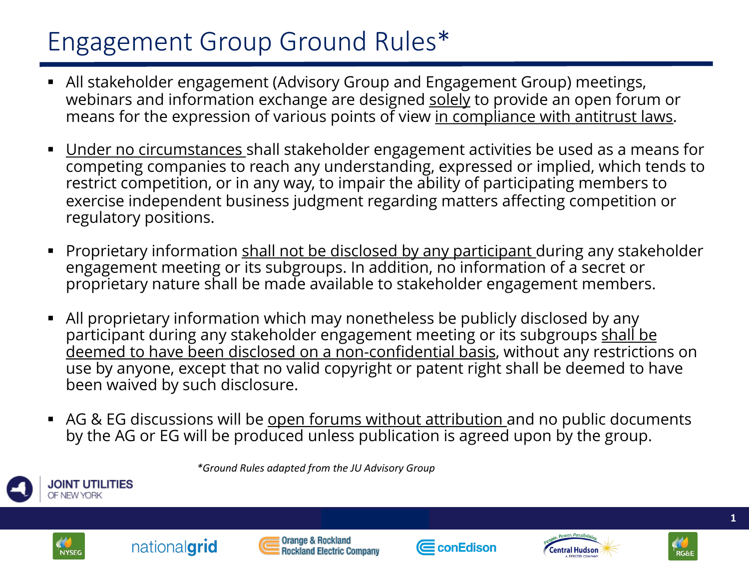# Engagement Group Ground Rules*

- All stakeholder engagement (Advisory Group and Engagement Group) meetings, webinars and information exchange are designed <u>solely</u> to provide an open forum or means for the expression of various points of view <u>in compliance with antitrust laws</u>.

- <u>Under no circumstances</u> shall stakeholder engagement activities be used as a means for competing companies to reach any understanding, expressed or implied, which tends to restrict competition, or in any way, to impair the ability of participating members to exercise independent business judgment regarding matters affecting competition or regulatory positions.

- Proprietary information <u>shall not be disclosed by any participant</u> during any stakeholder engagement meeting or its subgroups. In addition, no information of a secret or proprietary nature shall be made available to stakeholder engagement members.

- All proprietary information which may nonetheless be publicly disclosed by any participant during any stakeholder engagement meeting or its subgroups <u>shall be deemed to have been disclosed on a non-confidential basis</u>, without any restrictions on use by anyone, except that no valid copyright or patent right shall be deemed to have been waived by such disclosure.

- AG & EG discussions will be <u>open forums without attribution</u> and no public documents by the AG or EG will be produced unless publication is agreed upon by the group.

*\*Ground Rules adapted from the JU Advisory Group*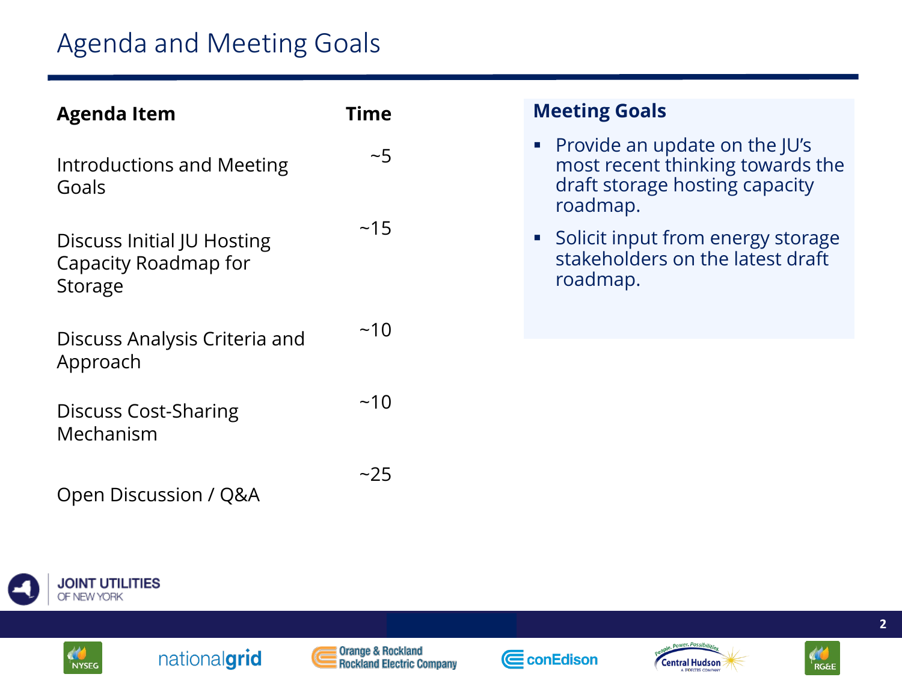# Agenda and Meeting Goals

| Agenda Item | Time |
|---|---|
| Introductions and Meeting Goals | ~5 |
| Discuss Initial JU Hosting Capacity Roadmap for Storage | ~15 |
| Discuss Analysis Criteria and Approach | ~10 |
| Discuss Cost-Sharing Mechanism | ~10 |
| Open Discussion / Q&A | ~25 |

## Meeting Goals

- Provide an update on the JU's most recent thinking towards the draft storage hosting capacity roadmap.
- Solicit input from energy storage stakeholders on the latest draft roadmap.

JOINT UTILITIES OF NEW YORK

NYSEG | nationalgrid | Orange & Rockland / Rockland Electric Company | conEdison | Central Hudson | RG&E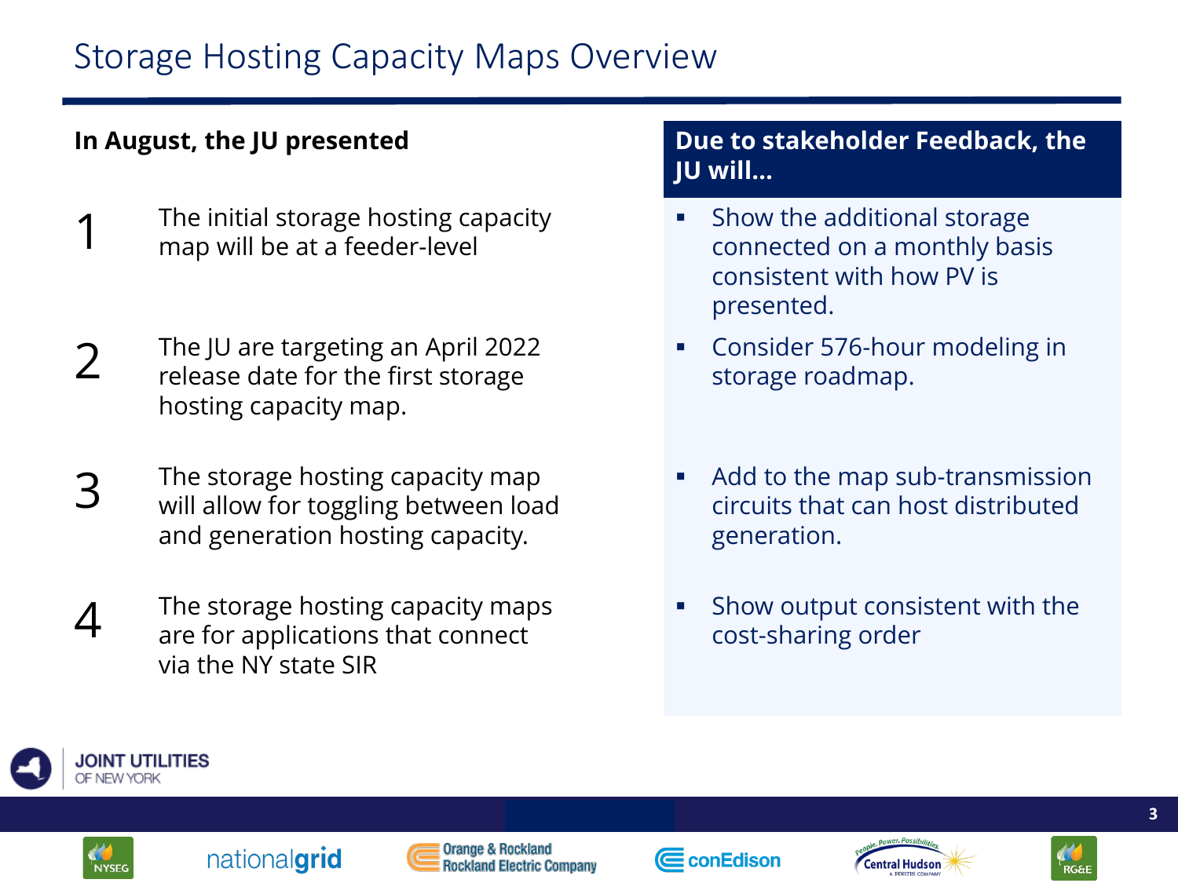# Storage Hosting Capacity Maps Overview

**In August, the JU presented**

1. The initial storage hosting capacity map will be at a feeder-level
2. The JU are targeting an April 2022 release date for the first storage hosting capacity map.
3. The storage hosting capacity map will allow for toggling between load and generation hosting capacity.
4. The storage hosting capacity maps are for applications that connect via the NY state SIR

**Due to stakeholder Feedback, the JU will…**

- Show the additional storage connected on a monthly basis consistent with how PV is presented.
- Consider 576-hour modeling in storage roadmap.
- Add to the map sub-transmission circuits that can host distributed generation.
- Show output consistent with the cost-sharing order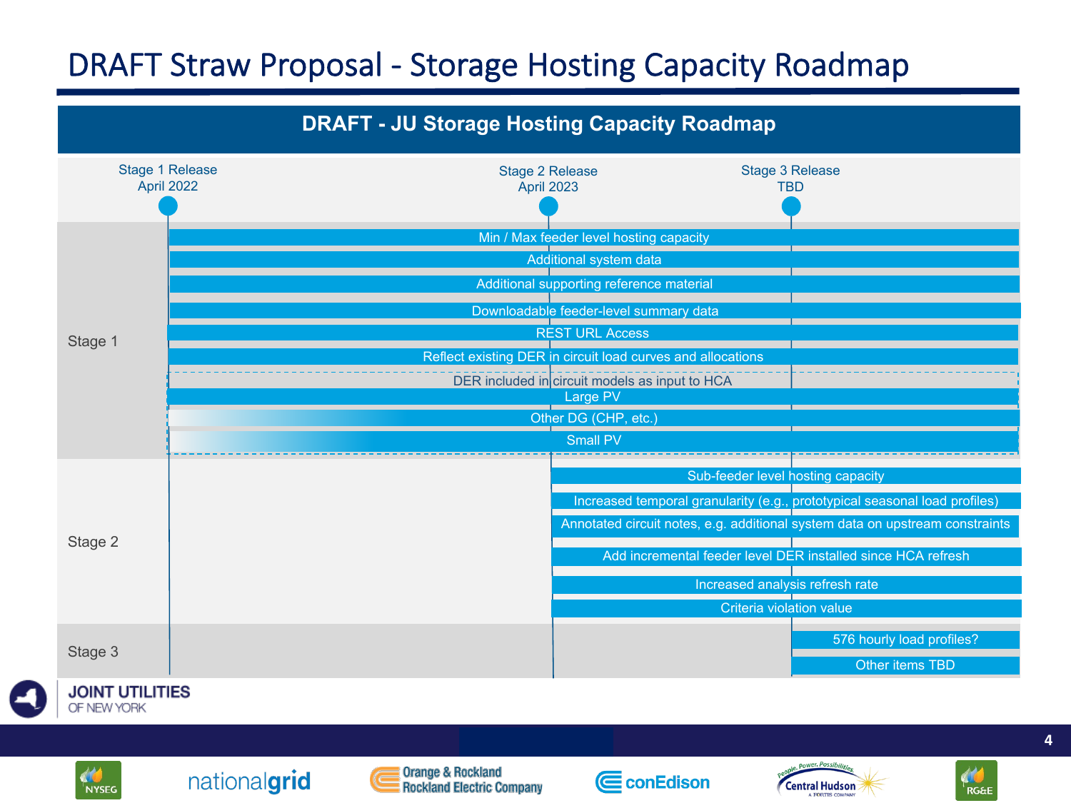# DRAFT Straw Proposal - Storage Hosting Capacity Roadmap

## DRAFT - JU Storage Hosting Capacity Roadmap

| | Stage 1 Release April 2022 | Stage 2 Release April 2023 | Stage 3 Release TBD |
|---|---|---|---|

**Stage 1**

- Min / Max feeder level hosting capacity
- Additional system data
- Additional supporting reference material
- Downloadable feeder-level summary data
- REST URL Access
- Reflect existing DER in circuit load curves and allocations
- DER included in circuit models as input to HCA
  - Large PV
  - Other DG (CHP, etc.)
  - Small PV

**Stage 2**

- Sub-feeder level hosting capacity
- Increased temporal granularity (e.g., prototypical seasonal load profiles)
- Annotated circuit notes, e.g. additional system data on upstream constraints
- Add incremental feeder level DER installed since HCA refresh
- Increased analysis refresh rate
- Criteria violation value

**Stage 3**

- 576 hourly load profiles?
- Other items TBD

JOINT UTILITIES OF NEW YORK

NYSEG | nationalgrid | Orange & Rockland / Rockland Electric Company | conEdison | Central Hudson | RG&E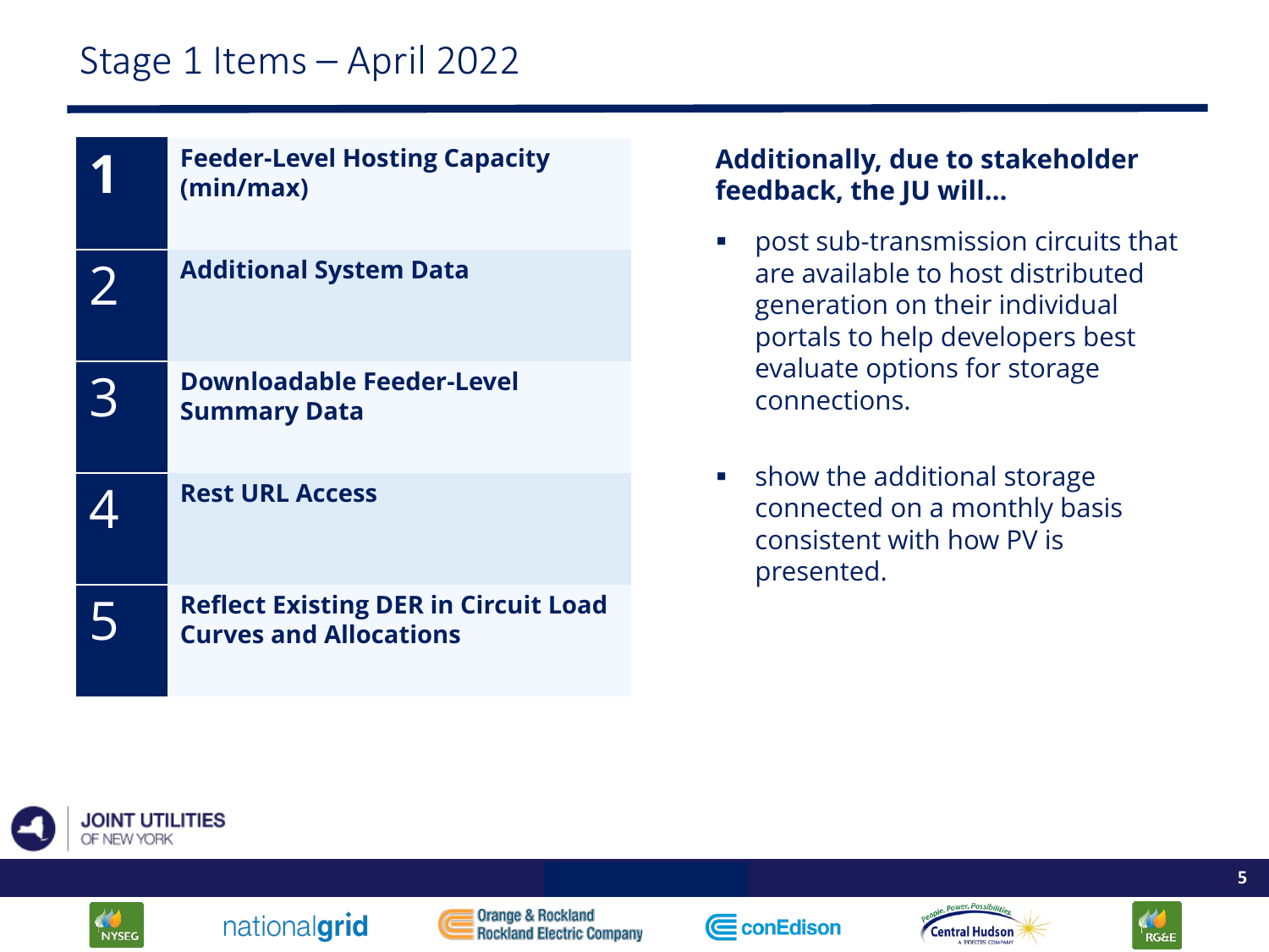# Stage 1 Items – April 2022

1. **Feeder-Level Hosting Capacity (min/max)**
2. **Additional System Data**
3. **Downloadable Feeder-Level Summary Data**
4. **Rest URL Access**
5. **Reflect Existing DER in Circuit Load Curves and Allocations**

**Additionally, due to stakeholder feedback, the JU will…**

- post sub-transmission circuits that are available to host distributed generation on their individual portals to help developers best evaluate options for storage connections.
- show the additional storage connected on a monthly basis consistent with how PV is presented.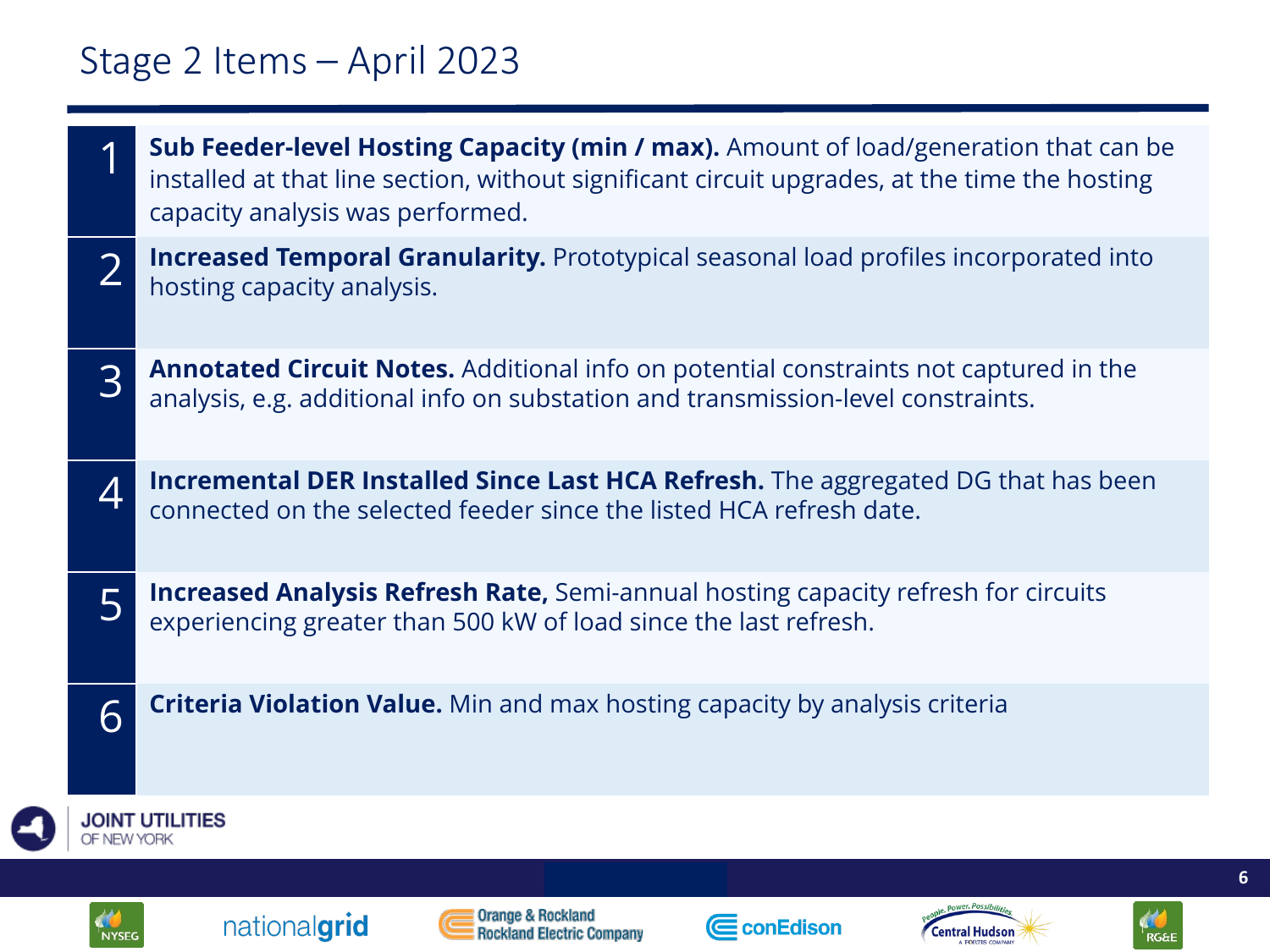# Stage 2 Items – April 2023

1. **Sub Feeder-level Hosting Capacity (min / max).** Amount of load/generation that can be installed at that line section, without significant circuit upgrades, at the time the hosting capacity analysis was performed.
2. **Increased Temporal Granularity.** Prototypical seasonal load profiles incorporated into hosting capacity analysis.
3. **Annotated Circuit Notes.** Additional info on potential constraints not captured in the analysis, e.g. additional info on substation and transmission-level constraints.
4. **Incremental DER Installed Since Last HCA Refresh.** The aggregated DG that has been connected on the selected feeder since the listed HCA refresh date.
5. **Increased Analysis Refresh Rate,** Semi-annual hosting capacity refresh for circuits experiencing greater than 500 kW of load since the last refresh.
6. **Criteria Violation Value.** Min and max hosting capacity by analysis criteria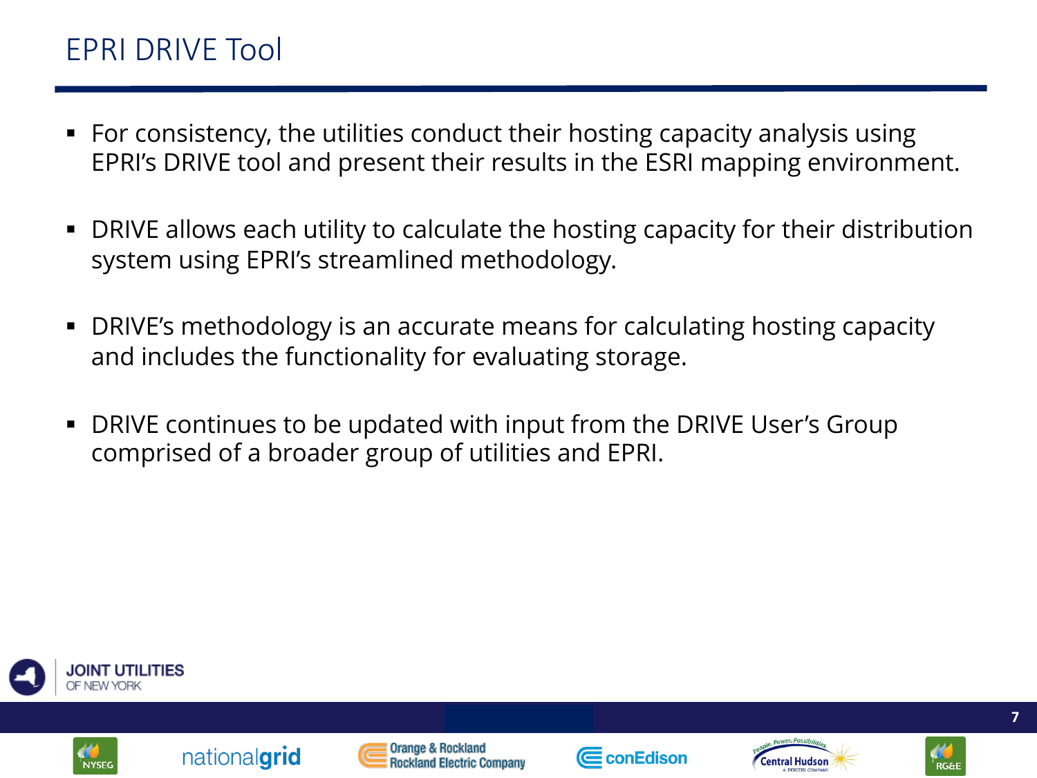# EPRI DRIVE Tool

- For consistency, the utilities conduct their hosting capacity analysis using EPRI's DRIVE tool and present their results in the ESRI mapping environment.
- DRIVE allows each utility to calculate the hosting capacity for their distribution system using EPRI's streamlined methodology.
- DRIVE's methodology is an accurate means for calculating hosting capacity and includes the functionality for evaluating storage.
- DRIVE continues to be updated with input from the DRIVE User's Group comprised of a broader group of utilities and EPRI.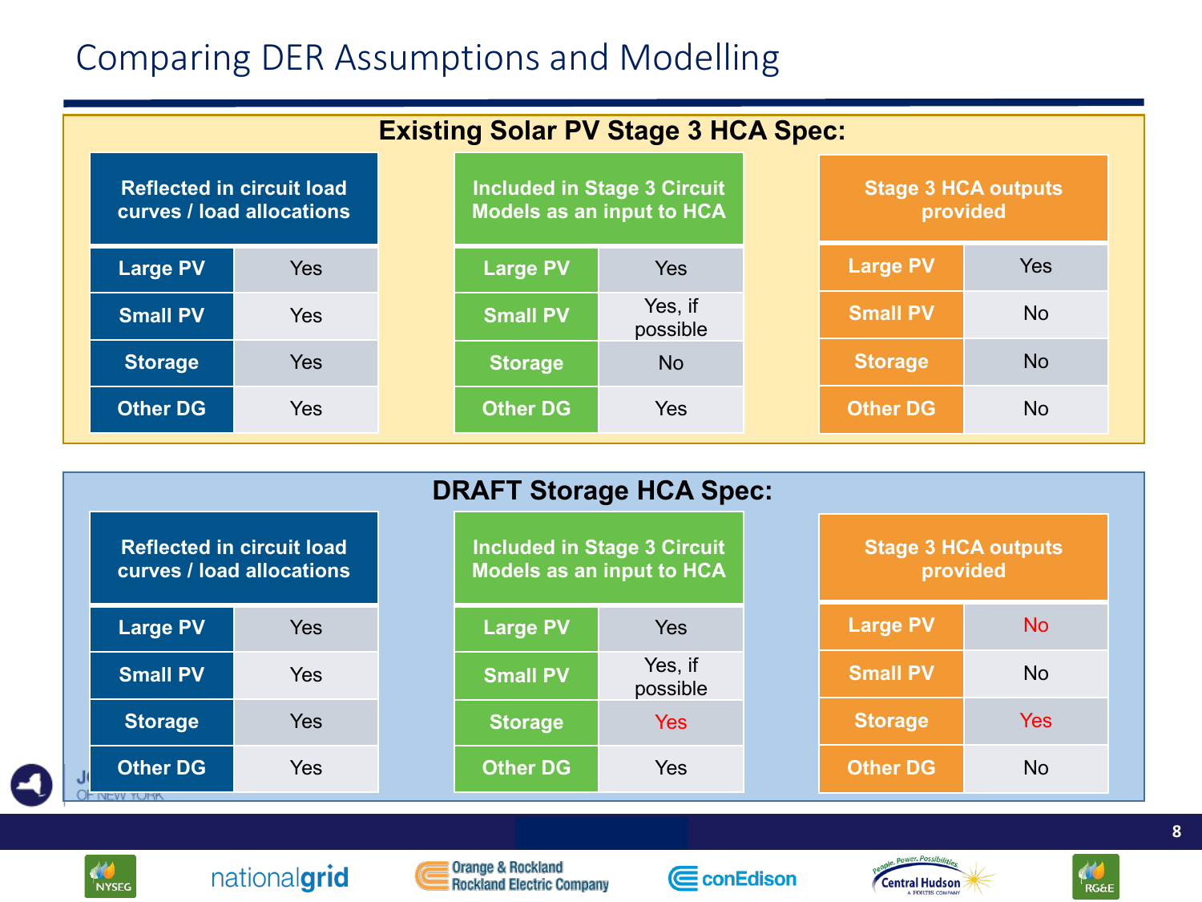# Comparing DER Assumptions and Modelling

## Existing Solar PV Stage 3 HCA Spec:

| Reflected in circuit load curves / load allocations | |
|---|---|
| Large PV | Yes |
| Small PV | Yes |
| Storage | Yes |
| Other DG | Yes |

| Included in Stage 3 Circuit Models as an input to HCA | |
|---|---|
| Large PV | Yes |
| Small PV | Yes, if possible |
| Storage | No |
| Other DG | Yes |

| Stage 3 HCA outputs provided | |
|---|---|
| Large PV | Yes |
| Small PV | No |
| Storage | No |
| Other DG | No |

## DRAFT Storage HCA Spec:

| Reflected in circuit load curves / load allocations | |
|---|---|
| Large PV | Yes |
| Small PV | Yes |
| Storage | Yes |
| Other DG | Yes |

| Included in Stage 3 Circuit Models as an input to HCA | |
|---|---|
| Large PV | Yes |
| Small PV | Yes, if possible |
| Storage | Yes |
| Other DG | Yes |

| Stage 3 HCA outputs provided | |
|---|---|
| Large PV | No |
| Small PV | No |
| Storage | Yes |
| Other DG | No |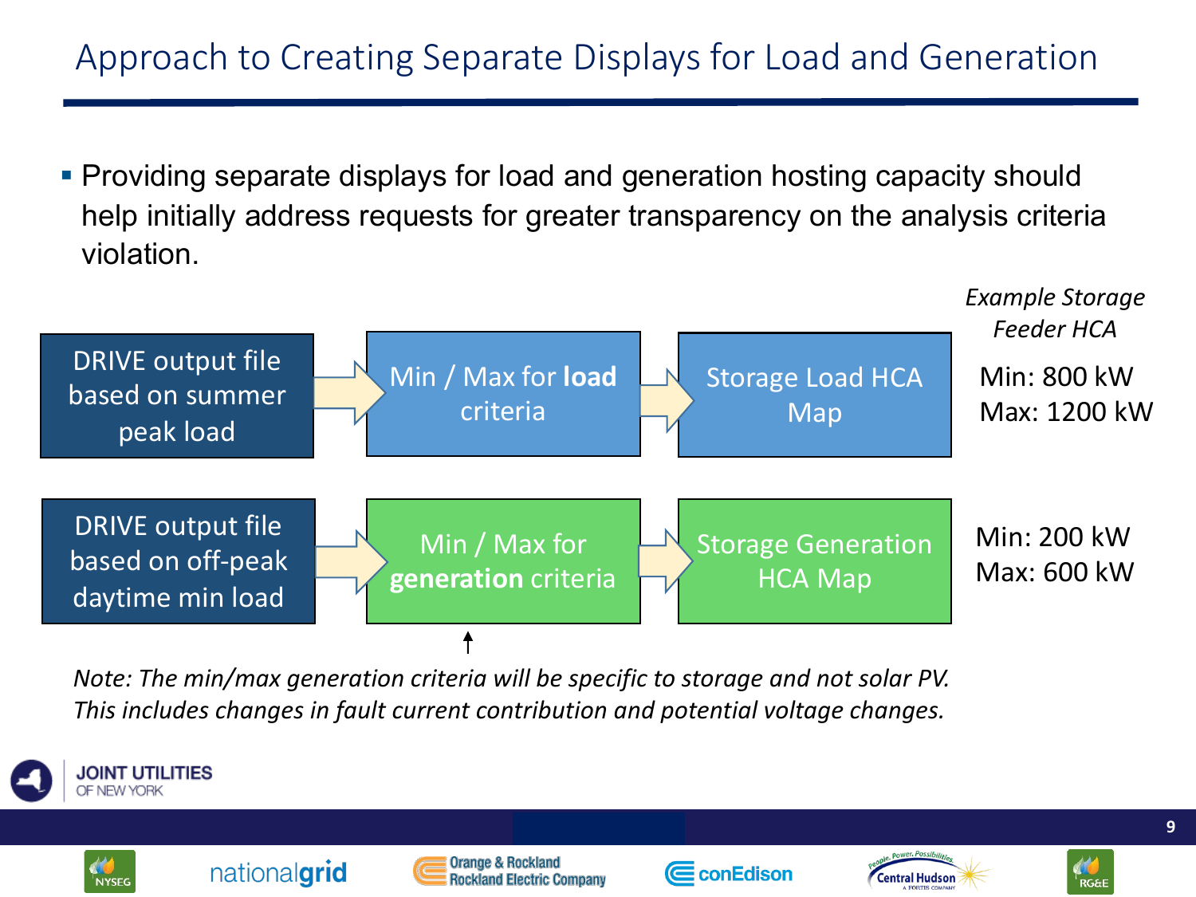# Approach to Creating Separate Displays for Load and Generation

- Providing separate displays for load and generation hosting capacity should help initially address requests for greater transparency on the analysis criteria violation.

| | | | *Example Storage Feeder HCA* |
|---|---|---|---|
| DRIVE output file based on summer peak load → | Min / Max for **load** criteria → | Storage Load HCA Map | Min: 800 kW<br>Max: 1200 kW |
| DRIVE output file based on off-peak daytime min load → | Min / Max for **generation** criteria → | Storage Generation HCA Map | Min: 200 kW<br>Max: 600 kW |

*Note: The min/max generation criteria will be specific to storage and not solar PV. This includes changes in fault current contribution and potential voltage changes.*

JOINT UTILITIES OF NEW YORK

NYSEG | nationalgrid | Orange & Rockland / Rockland Electric Company | conEdison | Central Hudson | RG&E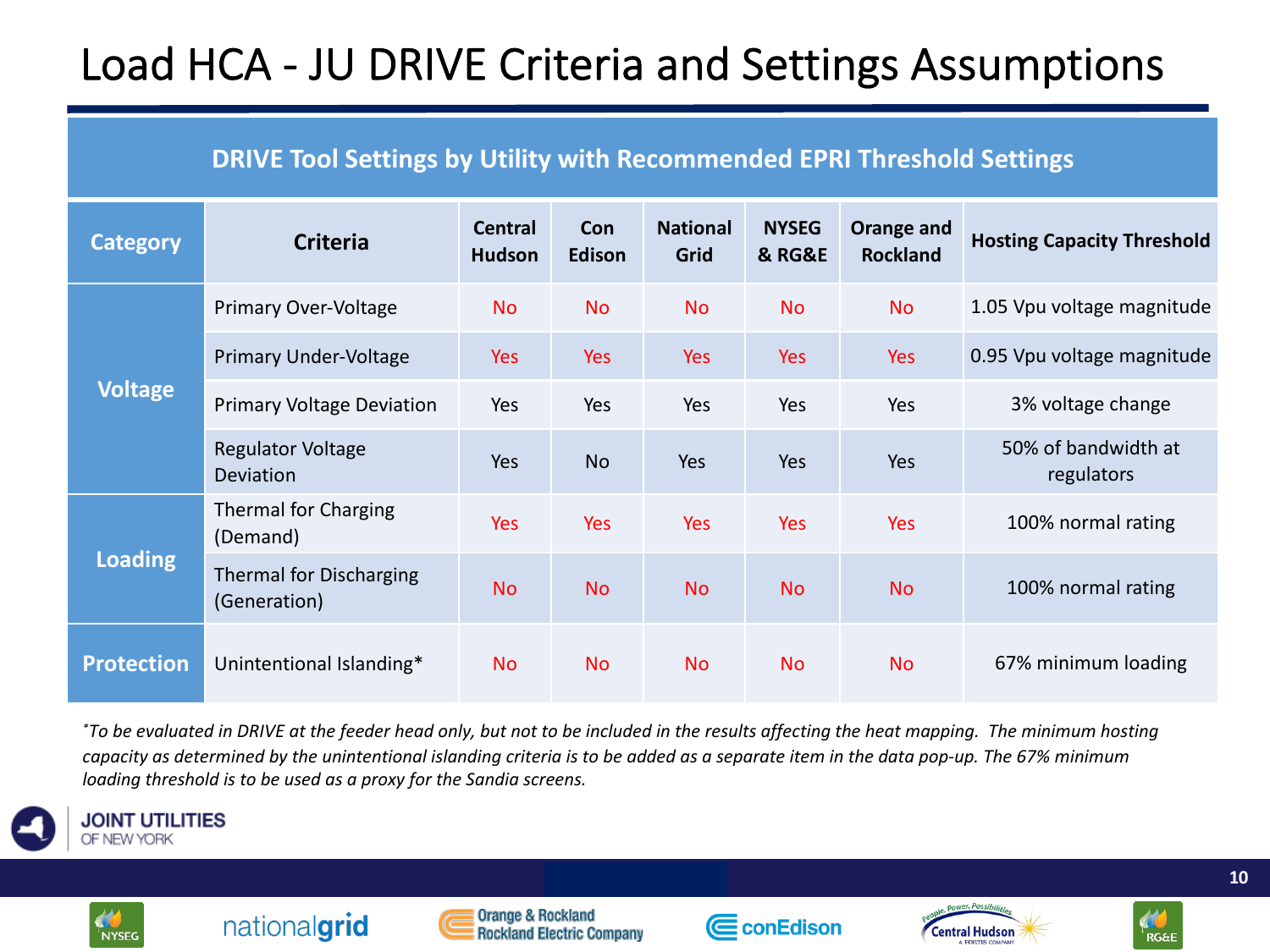# Load HCA - JU DRIVE Criteria and Settings Assumptions

| DRIVE Tool Settings by Utility with Recommended EPRI Threshold Settings | | | | | | | |
|---|---|---|---|---|---|---|---|
| **Category** | **Criteria** | **Central Hudson** | **Con Edison** | **National Grid** | **NYSEG & RG&E** | **Orange and Rockland** | **Hosting Capacity Threshold** |
| **Voltage** | Primary Over-Voltage | No | No | No | No | No | 1.05 Vpu voltage magnitude |
| | Primary Under-Voltage | Yes | Yes | Yes | Yes | Yes | 0.95 Vpu voltage magnitude |
| | Primary Voltage Deviation | Yes | Yes | Yes | Yes | Yes | 3% voltage change |
| | Regulator Voltage Deviation | Yes | No | Yes | Yes | Yes | 50% of bandwidth at regulators |
| **Loading** | Thermal for Charging (Demand) | Yes | Yes | Yes | Yes | Yes | 100% normal rating |
| | Thermal for Discharging (Generation) | No | No | No | No | No | 100% normal rating |
| **Protection** | Unintentional Islanding* | No | No | No | No | No | 67% minimum loading |

*\*To be evaluated in DRIVE at the feeder head only, but not to be included in the results affecting the heat mapping. The minimum hosting capacity as determined by the unintentional islanding criteria is to be added as a separate item in the data pop-up. The 67% minimum loading threshold is to be used as a proxy for the Sandia screens.*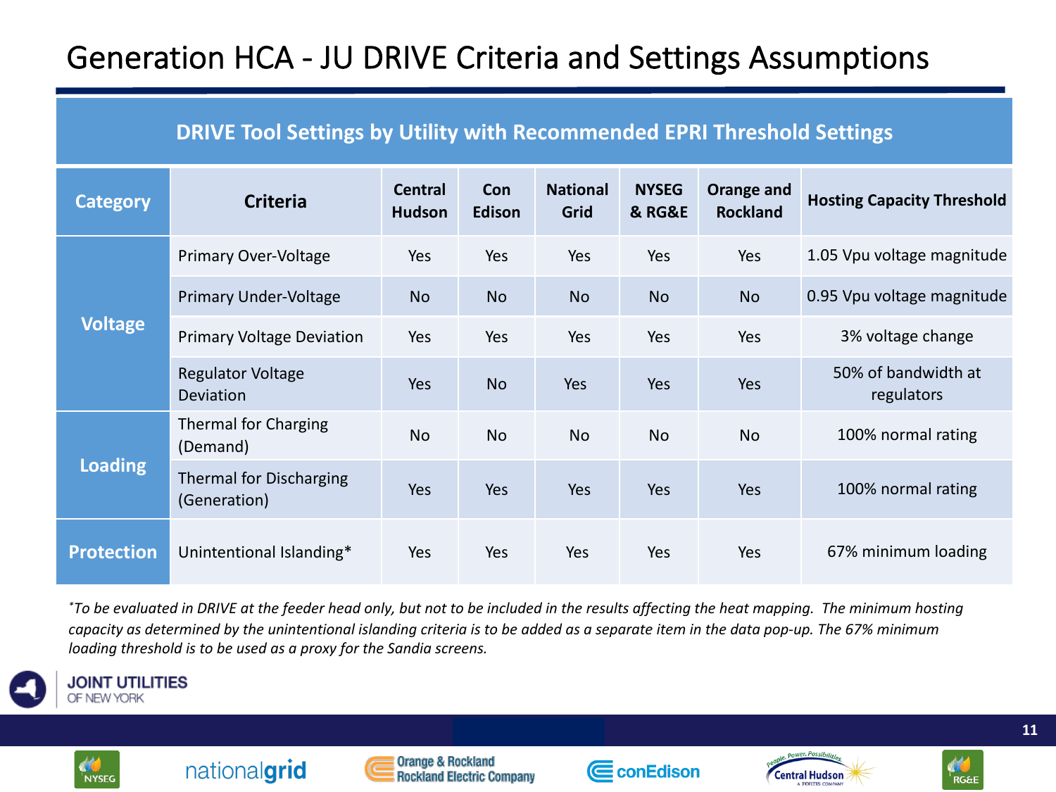# Generation HCA - JU DRIVE Criteria and Settings Assumptions

| DRIVE Tool Settings by Utility with Recommended EPRI Threshold Settings | | | | | | | |
|---|---|---|---|---|---|---|---|
| **Category** | **Criteria** | **Central Hudson** | **Con Edison** | **National Grid** | **NYSEG & RG&E** | **Orange and Rockland** | **Hosting Capacity Threshold** |
| **Voltage** | Primary Over-Voltage | Yes | Yes | Yes | Yes | Yes | 1.05 Vpu voltage magnitude |
| | Primary Under-Voltage | No | No | No | No | No | 0.95 Vpu voltage magnitude |
| | Primary Voltage Deviation | Yes | Yes | Yes | Yes | Yes | 3% voltage change |
| | Regulator Voltage Deviation | Yes | No | Yes | Yes | Yes | 50% of bandwidth at regulators |
| **Loading** | Thermal for Charging (Demand) | No | No | No | No | No | 100% normal rating |
| | Thermal for Discharging (Generation) | Yes | Yes | Yes | Yes | Yes | 100% normal rating |
| **Protection** | Unintentional Islanding* | Yes | Yes | Yes | Yes | Yes | 67% minimum loading |

*To be evaluated in DRIVE at the feeder head only, but not to be included in the results affecting the heat mapping. The minimum hosting capacity as determined by the unintentional islanding criteria is to be added as a separate item in the data pop-up. The 67% minimum loading threshold is to be used as a proxy for the Sandia screens.*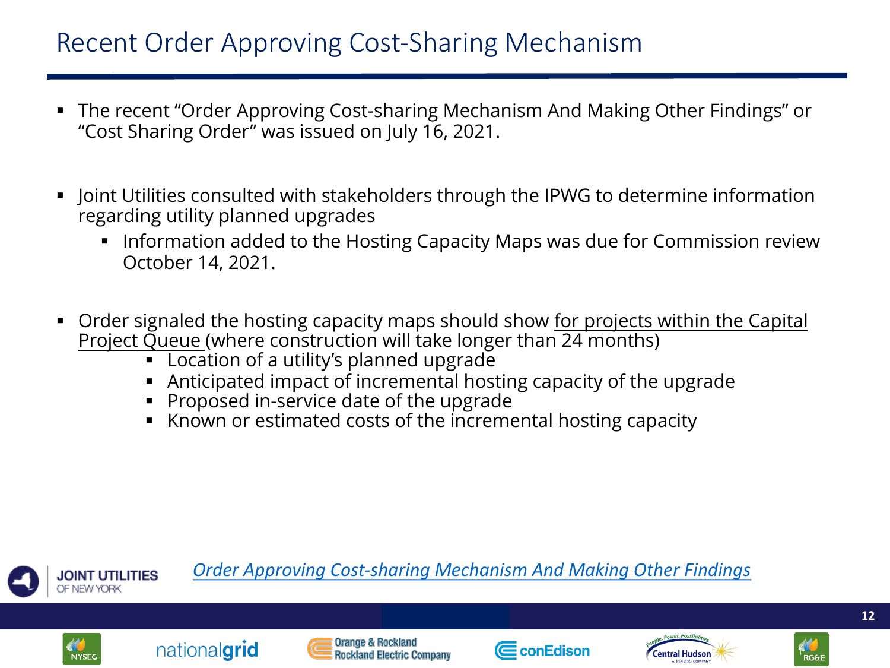# Recent Order Approving Cost-Sharing Mechanism

- The recent "Order Approving Cost-sharing Mechanism And Making Other Findings" or "Cost Sharing Order" was issued on July 16, 2021.

- Joint Utilities consulted with stakeholders through the IPWG to determine information regarding utility planned upgrades
  - Information added to the Hosting Capacity Maps was due for Commission review October 14, 2021.

- Order signaled the hosting capacity maps should show <u>for projects within the Capital Project Queue</u> (where construction will take longer than 24 months)
  - Location of a utility's planned upgrade
  - Anticipated impact of incremental hosting capacity of the upgrade
  - Proposed in-service date of the upgrade
  - Known or estimated costs of the incremental hosting capacity

*Order Approving Cost-sharing Mechanism And Making Other Findings*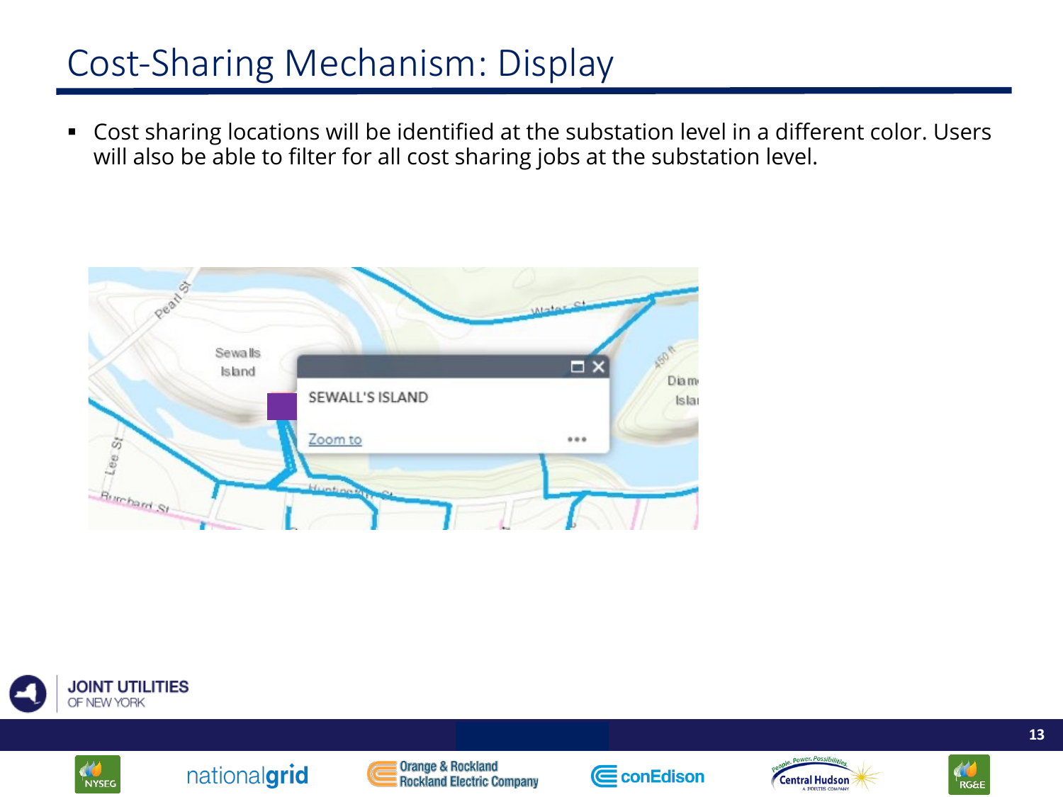# Cost-Sharing Mechanism: Display

- Cost sharing locations will be identified at the substation level in a different color. Users will also be able to filter for all cost sharing jobs at the substation level.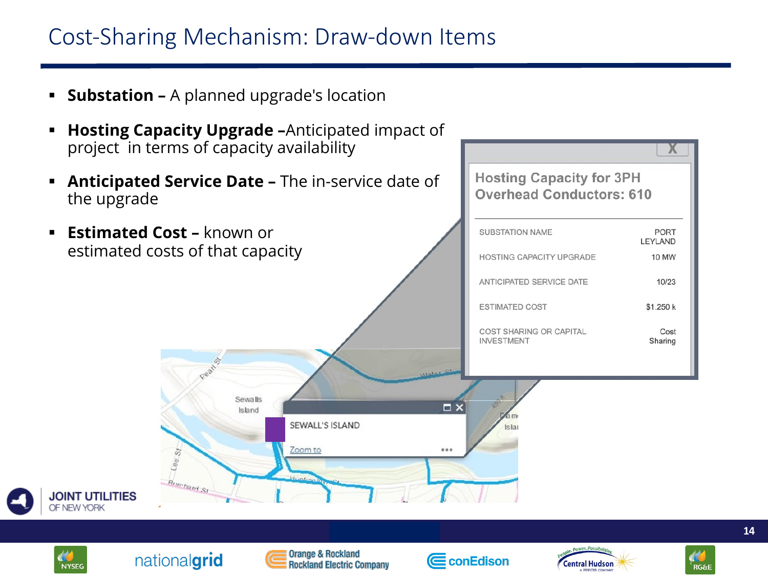# Cost-Sharing Mechanism: Draw-down Items

- **Substation –** A planned upgrade's location
- **Hosting Capacity Upgrade –**Anticipated impact of project in terms of capacity availability
- **Anticipated Service Date –** The in-service date of the upgrade
- **Estimated Cost –** known or estimated costs of that capacity

**Hosting Capacity for 3PH Overhead Conductors: 610**

| | |
|---|---|
| SUBSTATION NAME | PORT LEYLAND |
| HOSTING CAPACITY UPGRADE | 10 MW |
| ANTICIPATED SERVICE DATE | 10/23 |
| ESTIMATED COST | $1.250 k |
| COST SHARING OR CAPITAL INVESTMENT | Cost Sharing |

SEWALL'S ISLAND

Zoom to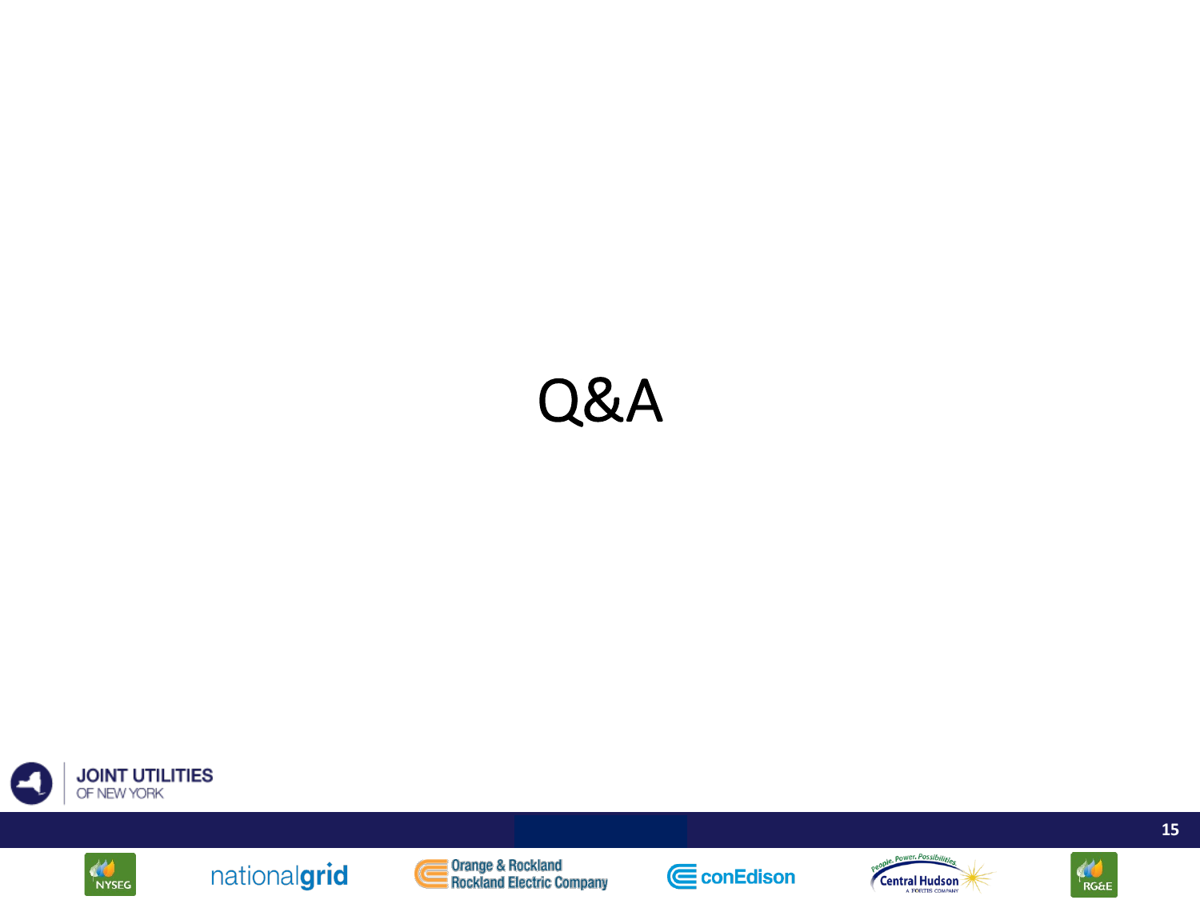# Q&A